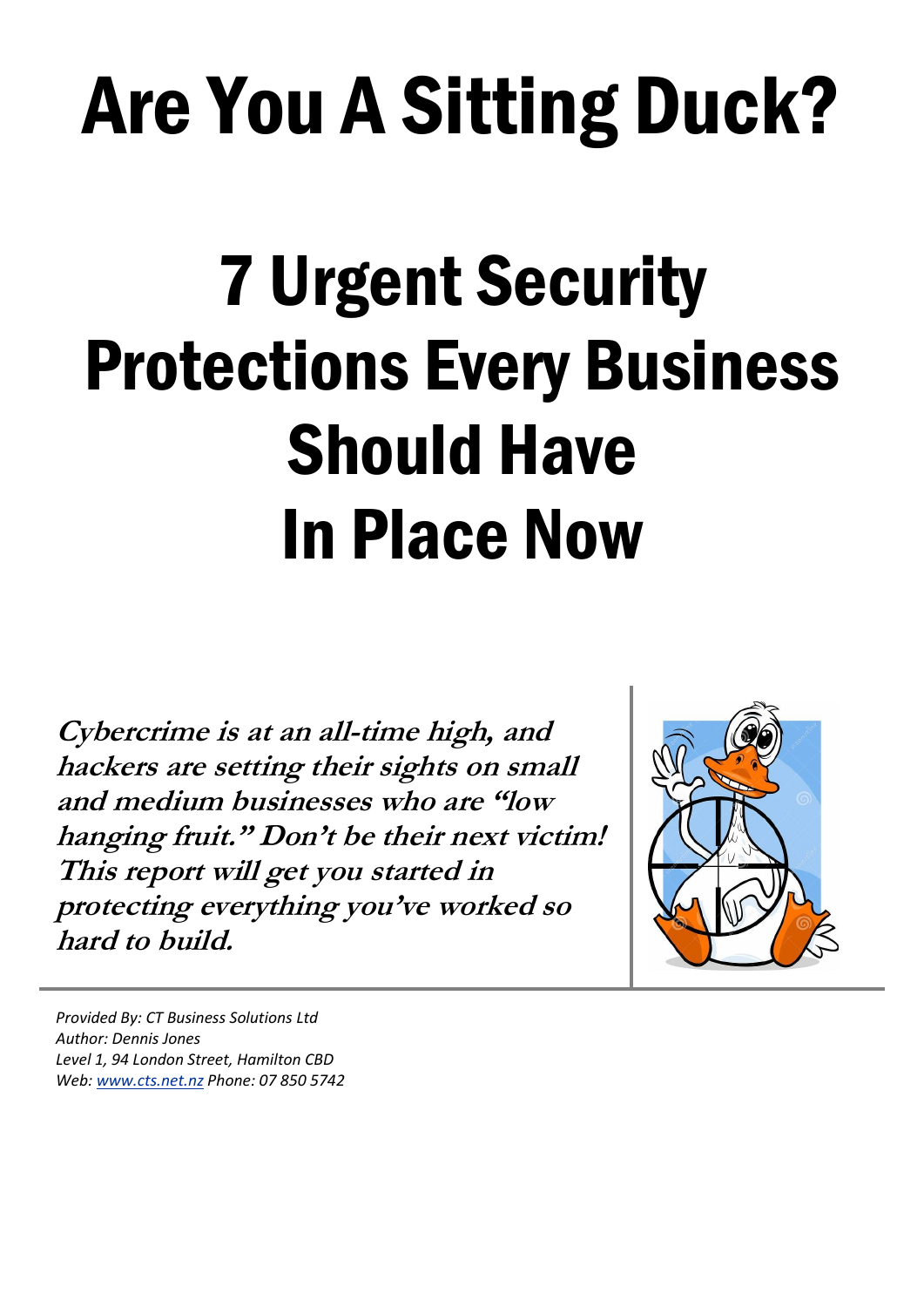# Are You A Sitting Duck?

# 7 Urgent Security Protections Every Business Should Have In Place Now

***Cybercrime is at an all-time high, and hackers are setting their sights on small and medium businesses who are "low hanging fruit." Don't be their next victim! This report will get you started in protecting everything you've worked so hard to build.***

*Provided By: CT Business Solutions Ltd*
*Author: Dennis Jones*
*Level 1, 94 London Street, Hamilton CBD*
*Web: [www.cts.net.nz](http://www.cts.net.nz) Phone: 07 850 5742*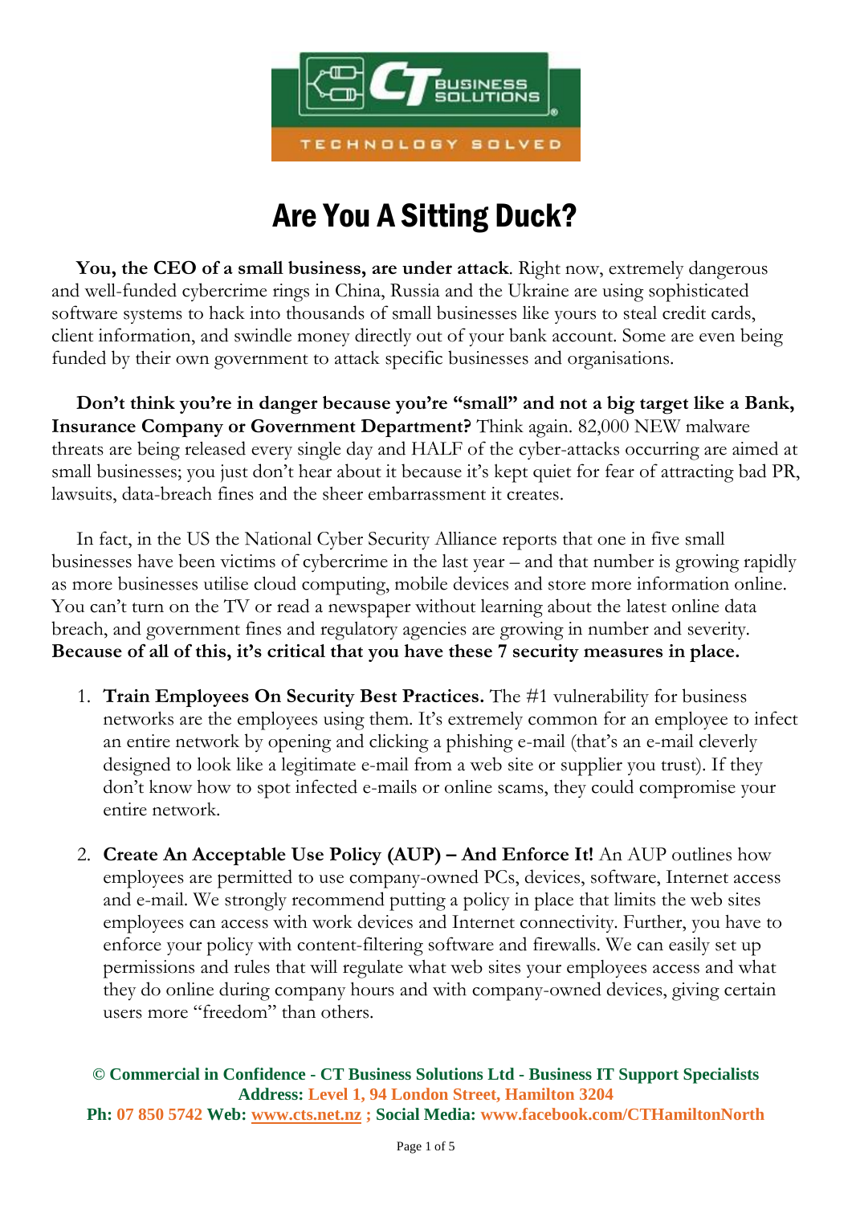# Are You A Sitting Duck?

**You, the CEO of a small business, are under attack**. Right now, extremely dangerous and well-funded cybercrime rings in China, Russia and the Ukraine are using sophisticated software systems to hack into thousands of small businesses like yours to steal credit cards, client information, and swindle money directly out of your bank account. Some are even being funded by their own government to attack specific businesses and organisations.

**Don't think you're in danger because you're "small" and not a big target like a Bank, Insurance Company or Government Department?** Think again. 82,000 NEW malware threats are being released every single day and HALF of the cyber-attacks occurring are aimed at small businesses; you just don't hear about it because it's kept quiet for fear of attracting bad PR, lawsuits, data-breach fines and the sheer embarrassment it creates.

In fact, in the US the National Cyber Security Alliance reports that one in five small businesses have been victims of cybercrime in the last year – and that number is growing rapidly as more businesses utilise cloud computing, mobile devices and store more information online. You can't turn on the TV or read a newspaper without learning about the latest online data breach, and government fines and regulatory agencies are growing in number and severity. **Because of all of this, it's critical that you have these 7 security measures in place.**

1. **Train Employees On Security Best Practices.** The #1 vulnerability for business networks are the employees using them. It's extremely common for an employee to infect an entire network by opening and clicking a phishing e-mail (that's an e-mail cleverly designed to look like a legitimate e-mail from a web site or supplier you trust). If they don't know how to spot infected e-mails or online scams, they could compromise your entire network.

2. **Create An Acceptable Use Policy (AUP) – And Enforce It!** An AUP outlines how employees are permitted to use company-owned PCs, devices, software, Internet access and e-mail. We strongly recommend putting a policy in place that limits the web sites employees can access with work devices and Internet connectivity. Further, you have to enforce your policy with content-filtering software and firewalls. We can easily set up permissions and rules that will regulate what web sites your employees access and what they do online during company hours and with company-owned devices, giving certain users more "freedom" than others.

**© Commercial in Confidence - CT Business Solutions Ltd - Business IT Support Specialists**
**Address: Level 1, 94 London Street, Hamilton 3204**
**Ph: 07 850 5742 Web: [www.cts.net.nz](http://www.cts.net.nz) ; Social Media: www.facebook.com/CTHamiltonNorth**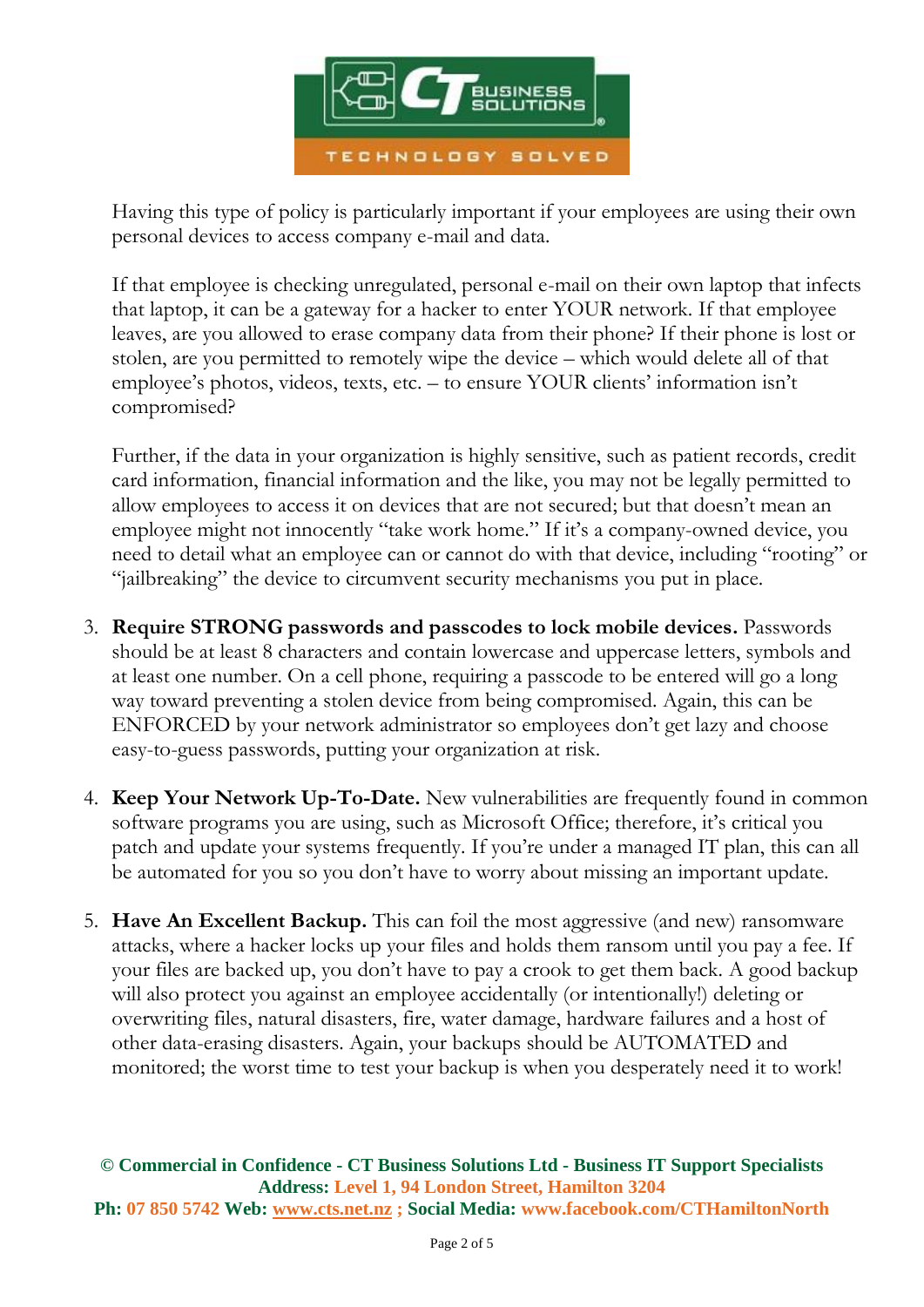Having this type of policy is particularly important if your employees are using their own personal devices to access company e-mail and data.

If that employee is checking unregulated, personal e-mail on their own laptop that infects that laptop, it can be a gateway for a hacker to enter YOUR network. If that employee leaves, are you allowed to erase company data from their phone? If their phone is lost or stolen, are you permitted to remotely wipe the device – which would delete all of that employee's photos, videos, texts, etc. – to ensure YOUR clients' information isn't compromised?

Further, if the data in your organization is highly sensitive, such as patient records, credit card information, financial information and the like, you may not be legally permitted to allow employees to access it on devices that are not secured; but that doesn't mean an employee might not innocently "take work home." If it's a company-owned device, you need to detail what an employee can or cannot do with that device, including "rooting" or "jailbreaking" the device to circumvent security mechanisms you put in place.

3. **Require STRONG passwords and passcodes to lock mobile devices.** Passwords should be at least 8 characters and contain lowercase and uppercase letters, symbols and at least one number. On a cell phone, requiring a passcode to be entered will go a long way toward preventing a stolen device from being compromised. Again, this can be ENFORCED by your network administrator so employees don't get lazy and choose easy-to-guess passwords, putting your organization at risk.

4. **Keep Your Network Up-To-Date.** New vulnerabilities are frequently found in common software programs you are using, such as Microsoft Office; therefore, it's critical you patch and update your systems frequently. If you're under a managed IT plan, this can all be automated for you so you don't have to worry about missing an important update.

5. **Have An Excellent Backup.** This can foil the most aggressive (and new) ransomware attacks, where a hacker locks up your files and holds them ransom until you pay a fee. If your files are backed up, you don't have to pay a crook to get them back. A good backup will also protect you against an employee accidentally (or intentionally!) deleting or overwriting files, natural disasters, fire, water damage, hardware failures and a host of other data-erasing disasters. Again, your backups should be AUTOMATED and monitored; the worst time to test your backup is when you desperately need it to work!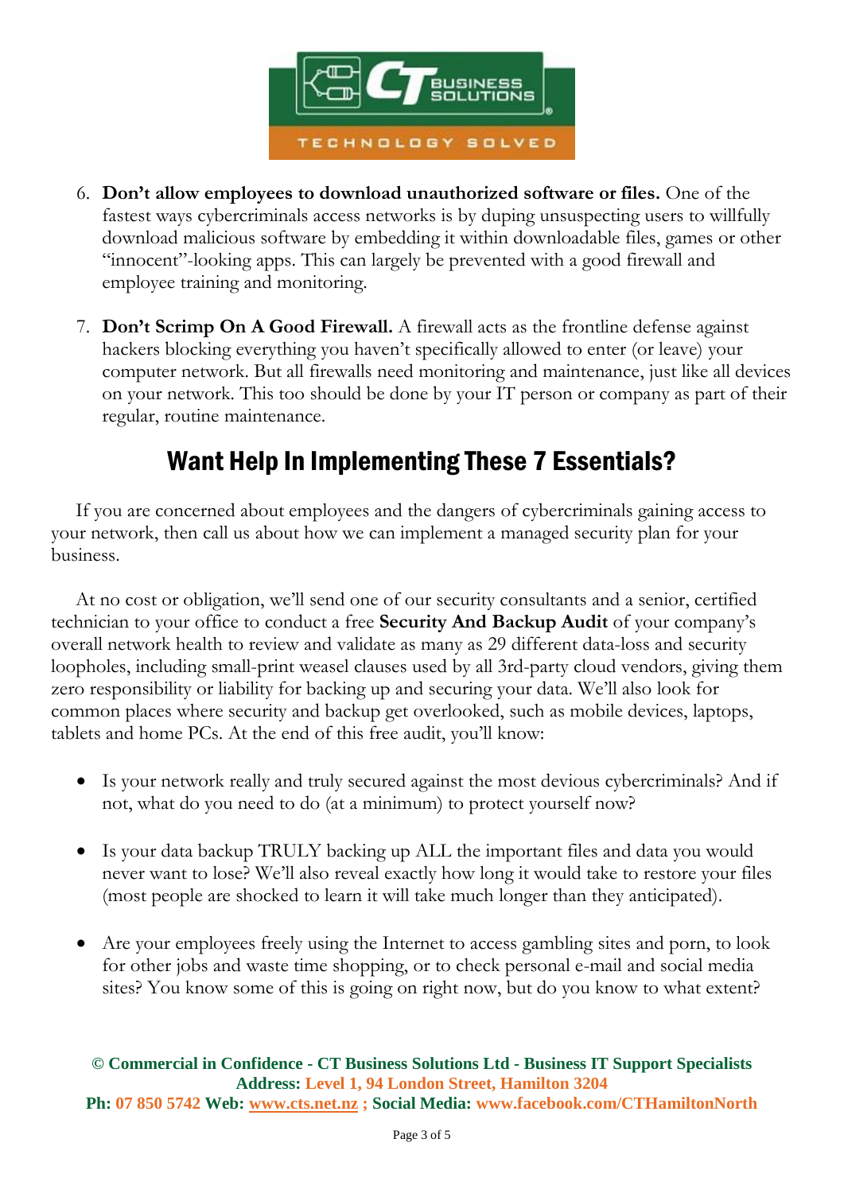6. **Don't allow employees to download unauthorized software or files.** One of the fastest ways cybercriminals access networks is by duping unsuspecting users to willfully download malicious software by embedding it within downloadable files, games or other "innocent"-looking apps. This can largely be prevented with a good firewall and employee training and monitoring.

7. **Don't Scrimp On A Good Firewall.** A firewall acts as the frontline defense against hackers blocking everything you haven't specifically allowed to enter (or leave) your computer network. But all firewalls need monitoring and maintenance, just like all devices on your network. This too should be done by your IT person or company as part of their regular, routine maintenance.

## Want Help In Implementing These 7 Essentials?

If you are concerned about employees and the dangers of cybercriminals gaining access to your network, then call us about how we can implement a managed security plan for your business.

At no cost or obligation, we'll send one of our security consultants and a senior, certified technician to your office to conduct a free **Security And Backup Audit** of your company's overall network health to review and validate as many as 29 different data-loss and security loopholes, including small-print weasel clauses used by all 3rd-party cloud vendors, giving them zero responsibility or liability for backing up and securing your data. We'll also look for common places where security and backup get overlooked, such as mobile devices, laptops, tablets and home PCs. At the end of this free audit, you'll know:

- Is your network really and truly secured against the most devious cybercriminals? And if not, what do you need to do (at a minimum) to protect yourself now?

- Is your data backup TRULY backing up ALL the important files and data you would never want to lose? We'll also reveal exactly how long it would take to restore your files (most people are shocked to learn it will take much longer than they anticipated).

- Are your employees freely using the Internet to access gambling sites and porn, to look for other jobs and waste time shopping, or to check personal e-mail and social media sites? You know some of this is going on right now, but do you know to what extent?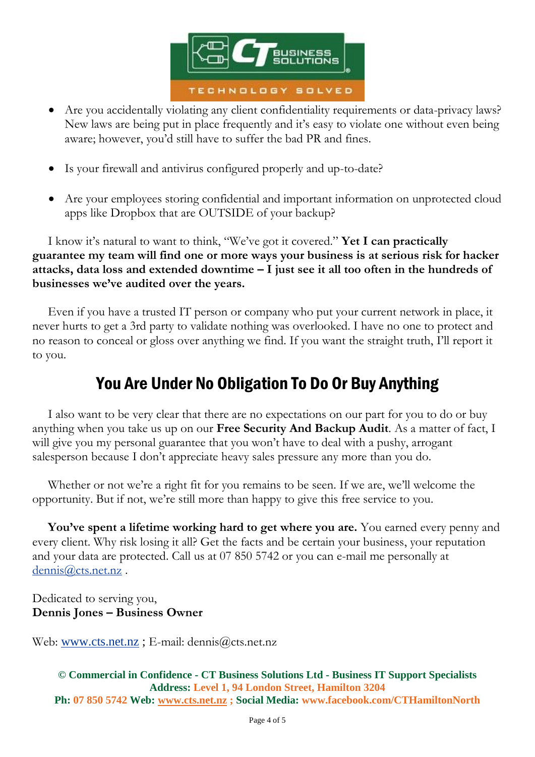- Are you accidentally violating any client confidentiality requirements or data-privacy laws? New laws are being put in place frequently and it's easy to violate one without even being aware; however, you'd still have to suffer the bad PR and fines.

- Is your firewall and antivirus configured properly and up-to-date?

- Are your employees storing confidential and important information on unprotected cloud apps like Dropbox that are OUTSIDE of your backup?

I know it's natural to want to think, "We've got it covered." **Yet I can practically guarantee my team will find one or more ways your business is at serious risk for hacker attacks, data loss and extended downtime – I just see it all too often in the hundreds of businesses we've audited over the years.**

Even if you have a trusted IT person or company who put your current network in place, it never hurts to get a 3rd party to validate nothing was overlooked. I have no one to protect and no reason to conceal or gloss over anything we find. If you want the straight truth, I'll report it to you.

## You Are Under No Obligation To Do Or Buy Anything

I also want to be very clear that there are no expectations on our part for you to do or buy anything when you take us up on our **Free Security And Backup Audit**. As a matter of fact, I will give you my personal guarantee that you won't have to deal with a pushy, arrogant salesperson because I don't appreciate heavy sales pressure any more than you do.

Whether or not we're a right fit for you remains to be seen. If we are, we'll welcome the opportunity. But if not, we're still more than happy to give this free service to you.

**You've spent a lifetime working hard to get where you are.** You earned every penny and every client. Why risk losing it all? Get the facts and be certain your business, your reputation and your data are protected. Call us at 07 850 5742 or you can e-mail me personally at dennis@cts.net.nz .

Dedicated to serving you,
**Dennis Jones – Business Owner**

Web: www.cts.net.nz ; E-mail: dennis@cts.net.nz

**© Commercial in Confidence - CT Business Solutions Ltd - Business IT Support Specialists**
**Address: Level 1, 94 London Street, Hamilton 3204**
**Ph: 07 850 5742 Web: www.cts.net.nz ; Social Media: www.facebook.com/CTHamiltonNorth**